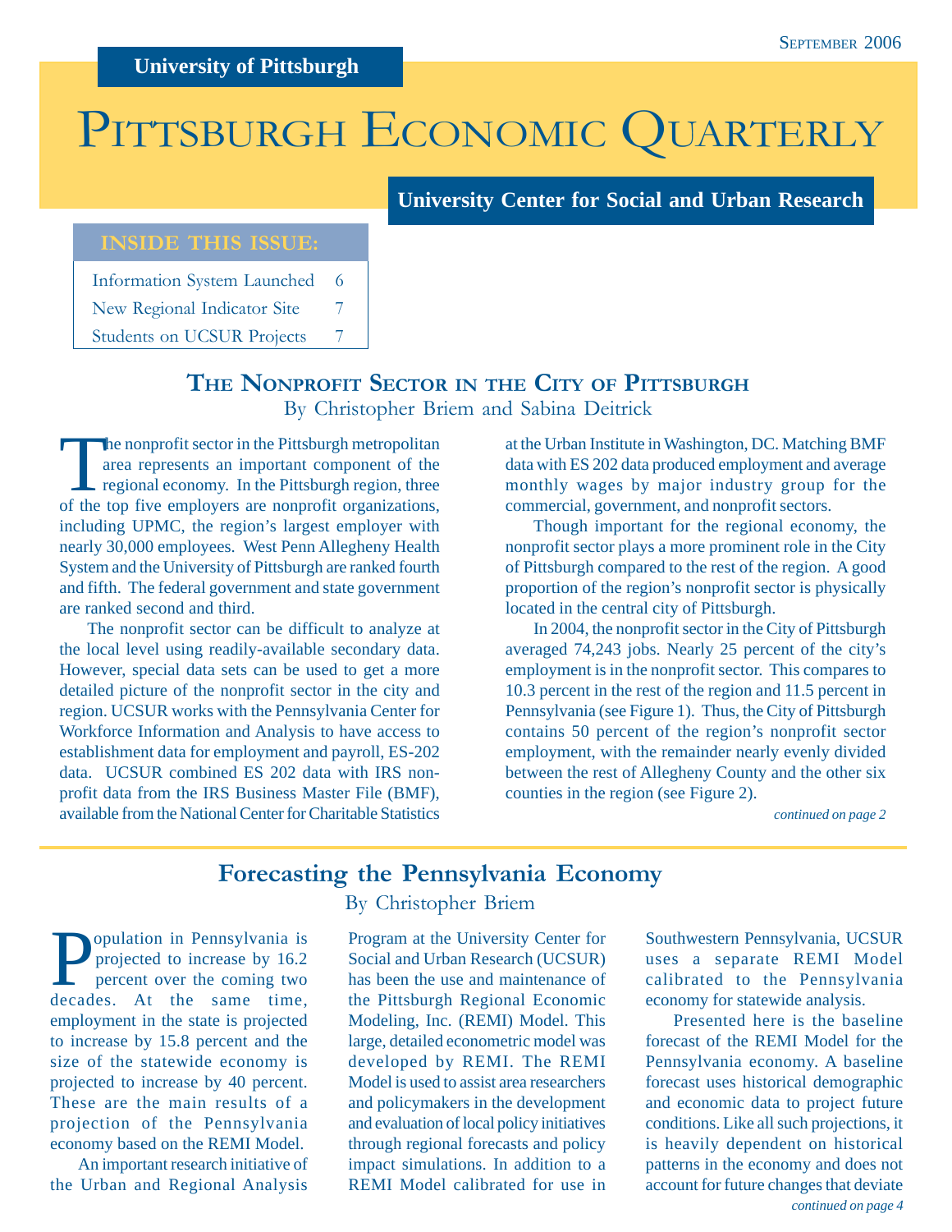University of Pittsburgh

September 2006

# Pittsburgh Economic Quarterly

**University Center for Social and Urban Research**

| INSIDE THIS ISSUE: | |
|---|---|
| Information System Launched | 6 |
| New Regional Indicator Site | 7 |
| Students on UCSUR Projects | 7 |

## The Nonprofit Sector in the City of Pittsburgh

By Christopher Briem and Sabina Deitrick

The nonprofit sector in the Pittsburgh metropolitan area represents an important component of the regional economy. In the Pittsburgh region, three of the top five employers are nonprofit organizations, including UPMC, the region's largest employer with nearly 30,000 employees. West Penn Allegheny Health System and the University of Pittsburgh are ranked fourth and fifth. The federal government and state government are ranked second and third.

The nonprofit sector can be difficult to analyze at the local level using readily-available secondary data. However, special data sets can be used to get a more detailed picture of the nonprofit sector in the city and region. UCSUR works with the Pennsylvania Center for Workforce Information and Analysis to have access to establishment data for employment and payroll, ES-202 data. UCSUR combined ES 202 data with IRS nonprofit data from the IRS Business Master File (BMF), available from the National Center for Charitable Statistics at the Urban Institute in Washington, DC. Matching BMF data with ES 202 data produced employment and average monthly wages by major industry group for the commercial, government, and nonprofit sectors.

Though important for the regional economy, the nonprofit sector plays a more prominent role in the City of Pittsburgh compared to the rest of the region. A good proportion of the region's nonprofit sector is physically located in the central city of Pittsburgh.

In 2004, the nonprofit sector in the City of Pittsburgh averaged 74,243 jobs. Nearly 25 percent of the city's employment is in the nonprofit sector. This compares to 10.3 percent in the rest of the region and 11.5 percent in Pennsylvania (see Figure 1). Thus, the City of Pittsburgh contains 50 percent of the region's nonprofit sector employment, with the remainder nearly evenly divided between the rest of Allegheny County and the other six counties in the region (see Figure 2).

*continued on page 2*

## Forecasting the Pennsylvania Economy

By Christopher Briem

Population in Pennsylvania is projected to increase by 16.2 percent over the coming two decades. At the same time, employment in the state is projected to increase by 15.8 percent and the size of the statewide economy is projected to increase by 40 percent. These are the main results of a projection of the Pennsylvania economy based on the REMI Model.

An important research initiative of the Urban and Regional Analysis Program at the University Center for Social and Urban Research (UCSUR) has been the use and maintenance of the Pittsburgh Regional Economic Modeling, Inc. (REMI) Model. This large, detailed econometric model was developed by REMI. The REMI Model is used to assist area researchers and policymakers in the development and evaluation of local policy initiatives through regional forecasts and policy impact simulations. In addition to a REMI Model calibrated for use in Southwestern Pennsylvania, UCSUR uses a separate REMI Model calibrated to the Pennsylvania economy for statewide analysis.

Presented here is the baseline forecast of the REMI Model for the Pennsylvania economy. A baseline forecast uses historical demographic and economic data to project future conditions. Like all such projections, it is heavily dependent on historical patterns in the economy and does not account for future changes that deviate

*continued on page 4*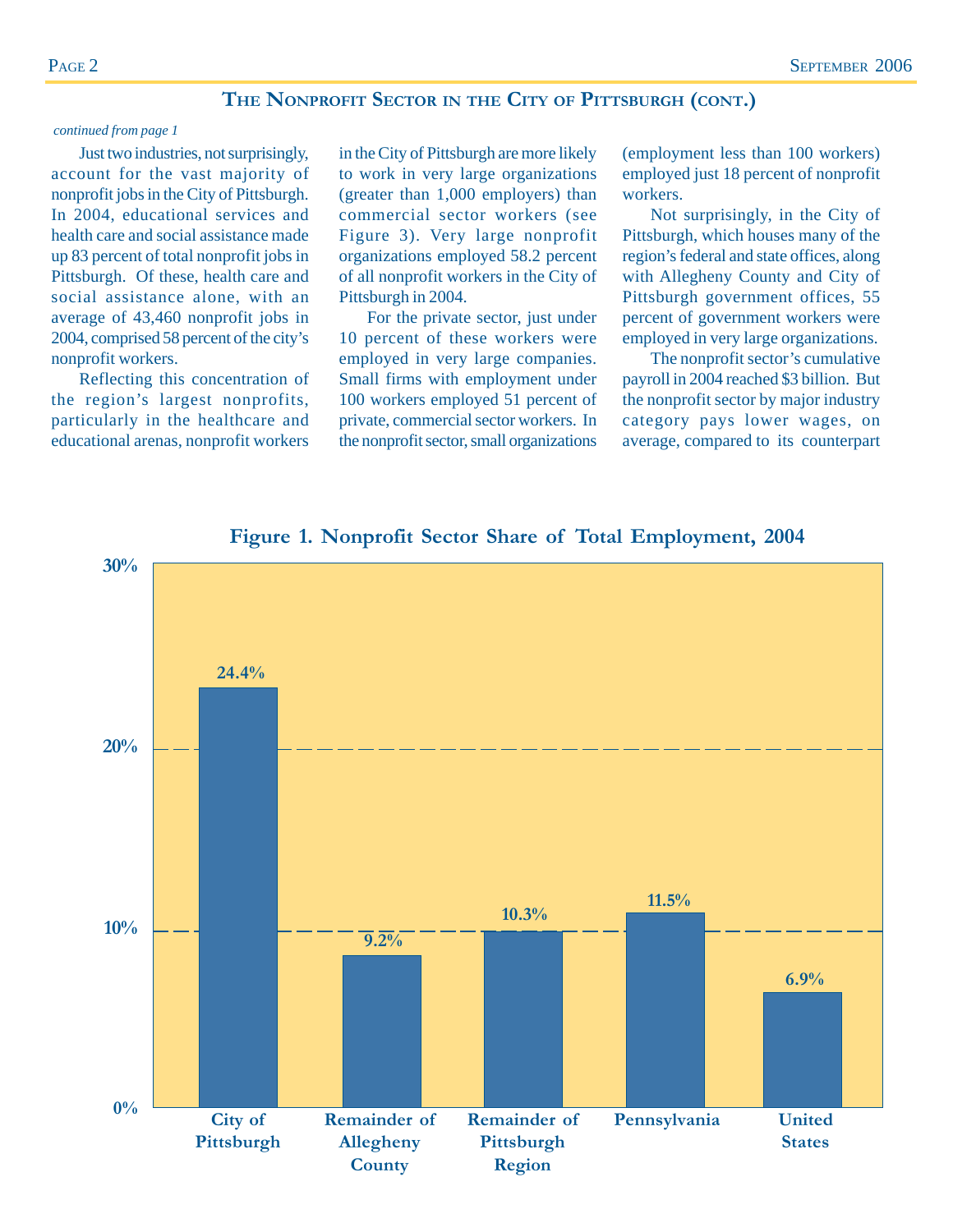## The Nonprofit Sector in the City of Pittsburgh (cont.)

*continued from page 1*

Just two industries, not surprisingly, account for the vast majority of nonprofit jobs in the City of Pittsburgh. In 2004, educational services and health care and social assistance made up 83 percent of total nonprofit jobs in Pittsburgh. Of these, health care and social assistance alone, with an average of 43,460 nonprofit jobs in 2004, comprised 58 percent of the city's nonprofit workers.

Reflecting this concentration of the region's largest nonprofits, particularly in the healthcare and educational arenas, nonprofit workers in the City of Pittsburgh are more likely to work in very large organizations (greater than 1,000 employers) than commercial sector workers (see Figure 3). Very large nonprofit organizations employed 58.2 percent of all nonprofit workers in the City of Pittsburgh in 2004.

For the private sector, just under 10 percent of these workers were employed in very large companies. Small firms with employment under 100 workers employed 51 percent of private, commercial sector workers. In the nonprofit sector, small organizations (employment less than 100 workers) employed just 18 percent of nonprofit workers.

Not surprisingly, in the City of Pittsburgh, which houses many of the region's federal and state offices, along with Allegheny County and City of Pittsburgh government offices, 55 percent of government workers were employed in very large organizations.

The nonprofit sector's cumulative payroll in 2004 reached $3 billion. But the nonprofit sector by major industry category pays lower wages, on average, compared to its counterpart

**Figure 1. Nonprofit Sector Share of Total Employment, 2004**

| Area | Nonprofit Share of Total Employment |
|---|---|
| City of Pittsburgh | 24.4% |
| Remainder of Allegheny County | 9.2% |
| Remainder of Pittsburgh Region | 10.3% |
| Pennsylvania | 11.5% |
| United States | 6.9% |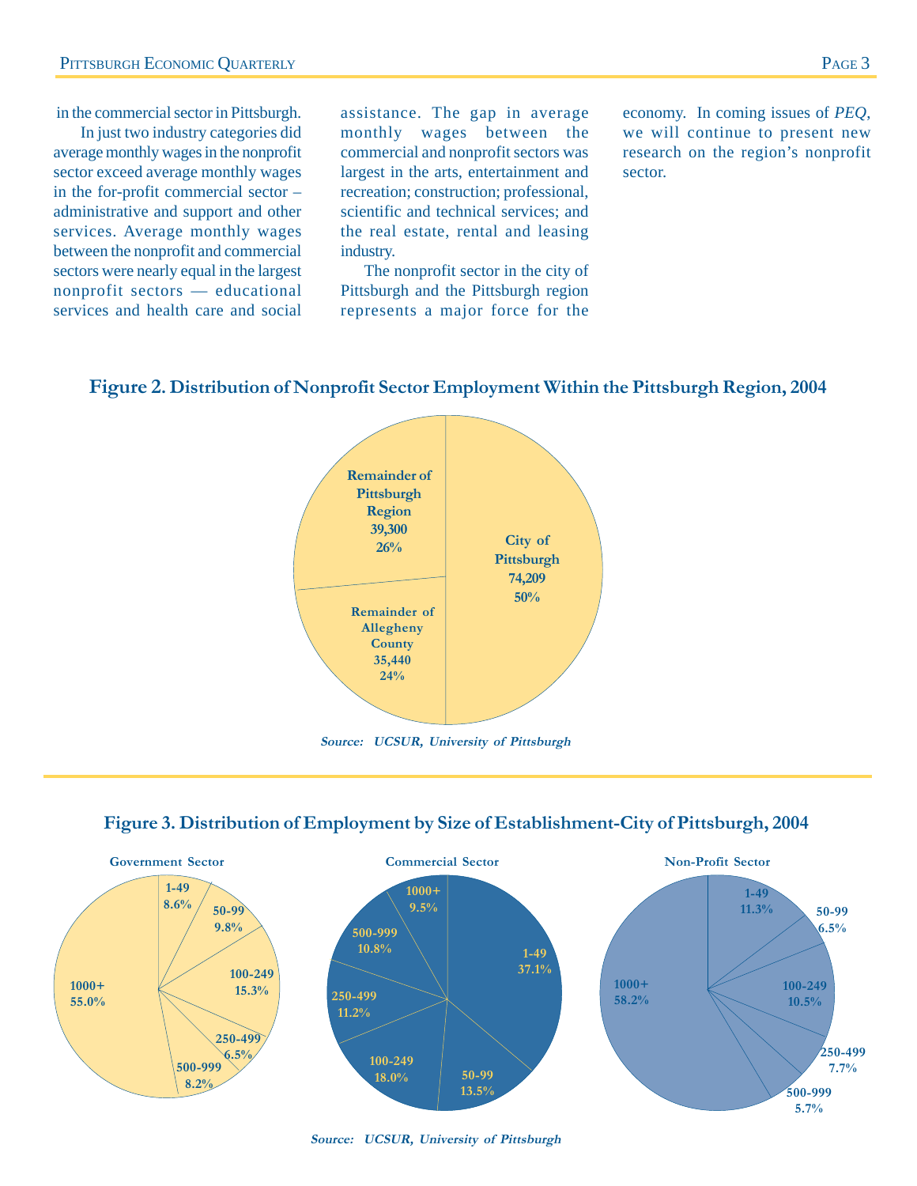in the commercial sector in Pittsburgh.

In just two industry categories did average monthly wages in the nonprofit sector exceed average monthly wages in the for-profit commercial sector – administrative and support and other services. Average monthly wages between the nonprofit and commercial sectors were nearly equal in the largest nonprofit sectors — educational services and health care and social assistance. The gap in average monthly wages between the commercial and nonprofit sectors was largest in the arts, entertainment and recreation; construction; professional, scientific and technical services; and the real estate, rental and leasing industry.

The nonprofit sector in the city of Pittsburgh and the Pittsburgh region represents a major force for the economy. In coming issues of *PEQ*, we will continue to present new research on the region's nonprofit sector.

**Figure 2. Distribution of Nonprofit Sector Employment Within the Pittsburgh Region, 2004**

| Area | Employment | Share |
| --- | --- | --- |
| City of Pittsburgh | 74,209 | 50% |
| Remainder of Allegheny County | 35,440 | 24% |
| Remainder of Pittsburgh Region | 39,300 | 26% |

*Source: UCSUR, University of Pittsburgh*

**Figure 3. Distribution of Employment by Size of Establishment-City of Pittsburgh, 2004**

| Size of Establishment | Government Sector | Commercial Sector | Non-Profit Sector |
| --- | --- | --- | --- |
| 1-49 | 8.6% | 37.1% | 11.3% |
| 50-99 | 9.8% | 13.5% | 6.5% |
| 100-249 | 15.3% | 18.0% | 10.5% |
| 250-499 | 6.5% | 11.2% | 7.7% |
| 500-999 | 8.2% | 10.8% | 5.7% |
| 1000+ | 55.0% | 9.5% | 58.2% |

*Source: UCSUR, University of Pittsburgh*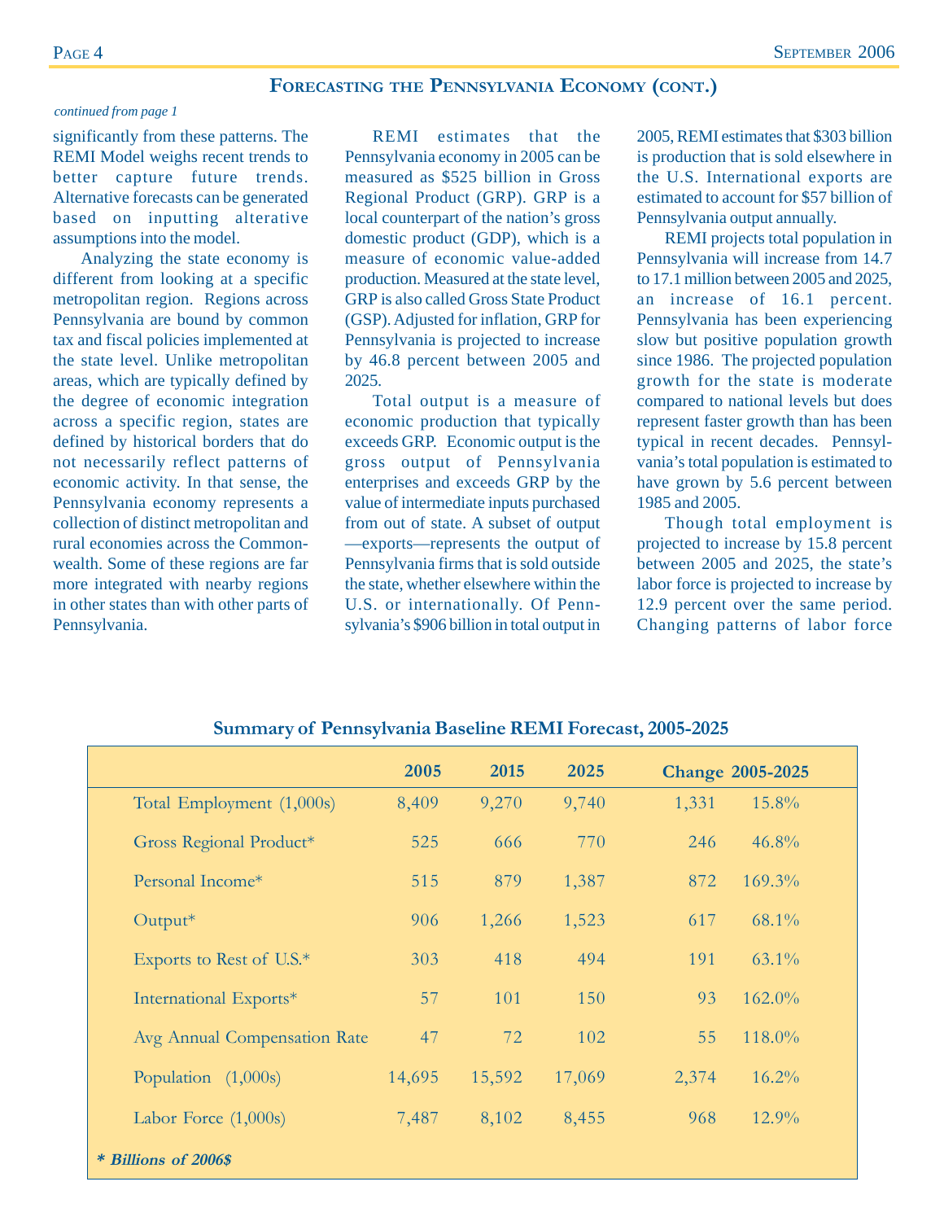## Forecasting the Pennsylvania Economy (cont.)

*continued from page 1*

significantly from these patterns. The REMI Model weighs recent trends to better capture future trends. Alternative forecasts can be generated based on inputting alterative assumptions into the model.

Analyzing the state economy is different from looking at a specific metropolitan region. Regions across Pennsylvania are bound by common tax and fiscal policies implemented at the state level. Unlike metropolitan areas, which are typically defined by the degree of economic integration across a specific region, states are defined by historical borders that do not necessarily reflect patterns of economic activity. In that sense, the Pennsylvania economy represents a collection of distinct metropolitan and rural economies across the Commonwealth. Some of these regions are far more integrated with nearby regions in other states than with other parts of Pennsylvania.

REMI estimates that the Pennsylvania economy in 2005 can be measured as $525 billion in Gross Regional Product (GRP). GRP is a local counterpart of the nation's gross domestic product (GDP), which is a measure of economic value-added production. Measured at the state level, GRP is also called Gross State Product (GSP). Adjusted for inflation, GRP for Pennsylvania is projected to increase by 46.8 percent between 2005 and 2025.

Total output is a measure of economic production that typically exceeds GRP. Economic output is the gross output of Pennsylvania enterprises and exceeds GRP by the value of intermediate inputs purchased from out of state. A subset of output —exports—represents the output of Pennsylvania firms that is sold outside the state, whether elsewhere within the U.S. or internationally. Of Pennsylvania's $906 billion in total output in 2005, REMI estimates that $303 billion is production that is sold elsewhere in the U.S. International exports are estimated to account for $57 billion of Pennsylvania output annually.

REMI projects total population in Pennsylvania will increase from 14.7 to 17.1 million between 2005 and 2025, an increase of 16.1 percent. Pennsylvania has been experiencing slow but positive population growth since 1986. The projected population growth for the state is moderate compared to national levels but does represent faster growth than has been typical in recent decades. Pennsylvania's total population is estimated to have grown by 5.6 percent between 1985 and 2005.

Though total employment is projected to increase by 15.8 percent between 2005 and 2025, the state's labor force is projected to increase by 12.9 percent over the same period. Changing patterns of labor force

### Summary of Pennsylvania Baseline REMI Forecast, 2005-2025

| | 2005 | 2015 | 2025 | Change 2005-2025 | |
|---|---|---|---|---|---|
| Total Employment (1,000s) | 8,409 | 9,270 | 9,740 | 1,331 | 15.8% |
| Gross Regional Product* | 525 | 666 | 770 | 246 | 46.8% |
| Personal Income* | 515 | 879 | 1,387 | 872 | 169.3% |
| Output* | 906 | 1,266 | 1,523 | 617 | 68.1% |
| Exports to Rest of U.S.* | 303 | 418 | 494 | 191 | 63.1% |
| International Exports* | 57 | 101 | 150 | 93 | 162.0% |
| Avg Annual Compensation Rate | 47 | 72 | 102 | 55 | 118.0% |
| Population (1,000s) | 14,695 | 15,592 | 17,069 | 2,374 | 16.2% |
| Labor Force (1,000s) | 7,487 | 8,102 | 8,455 | 968 | 12.9% |

***** Billions of 2006$***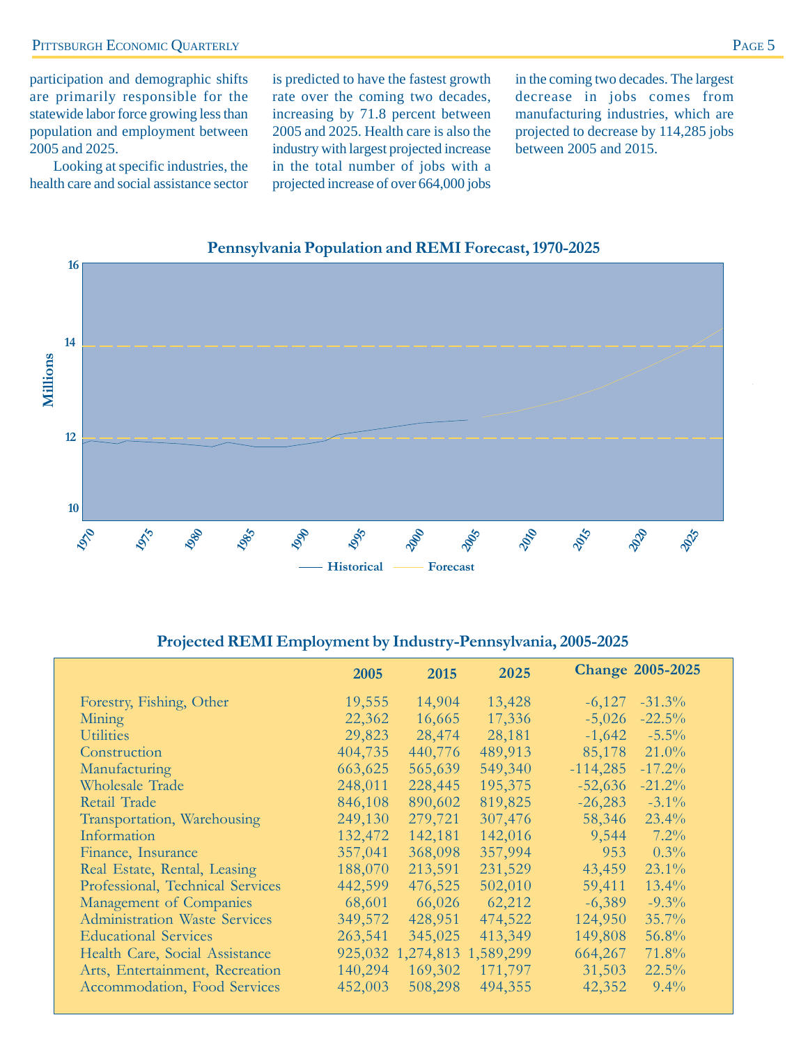participation and demographic shifts are primarily responsible for the statewide labor force growing less than population and employment between 2005 and 2025.

Looking at specific industries, the health care and social assistance sector is predicted to have the fastest growth rate over the coming two decades, increasing by 71.8 percent between 2005 and 2025. Health care is also the industry with largest projected increase in the total number of jobs with a projected increase of over 664,000 jobs in the coming two decades. The largest decrease in jobs comes from manufacturing industries, which are projected to decrease by 114,285 jobs between 2005 and 2015.

**Pennsylvania Population and REMI Forecast, 1970-2025**

Millions

— Historical — Forecast

**Projected REMI Employment by Industry-Pennsylvania, 2005-2025**

| | 2005 | 2015 | 2025 | Change 2005-2025 | |
|---|---|---|---|---|---|
| Forestry, Fishing, Other | 19,555 | 14,904 | 13,428 | -6,127 | -31.3% |
| Mining | 22,362 | 16,665 | 17,336 | -5,026 | -22.5% |
| Utilities | 29,823 | 28,474 | 28,181 | -1,642 | -5.5% |
| Construction | 404,735 | 440,776 | 489,913 | 85,178 | 21.0% |
| Manufacturing | 663,625 | 565,639 | 549,340 | -114,285 | -17.2% |
| Wholesale Trade | 248,011 | 228,445 | 195,375 | -52,636 | -21.2% |
| Retail Trade | 846,108 | 890,602 | 819,825 | -26,283 | -3.1% |
| Transportation, Warehousing | 249,130 | 279,721 | 307,476 | 58,346 | 23.4% |
| Information | 132,472 | 142,181 | 142,016 | 9,544 | 7.2% |
| Finance, Insurance | 357,041 | 368,098 | 357,994 | 953 | 0.3% |
| Real Estate, Rental, Leasing | 188,070 | 213,591 | 231,529 | 43,459 | 23.1% |
| Professional, Technical Services | 442,599 | 476,525 | 502,010 | 59,411 | 13.4% |
| Management of Companies | 68,601 | 66,026 | 62,212 | -6,389 | -9.3% |
| Administration Waste Services | 349,572 | 428,951 | 474,522 | 124,950 | 35.7% |
| Educational Services | 263,541 | 345,025 | 413,349 | 149,808 | 56.8% |
| Health Care, Social Assistance | 925,032 | 1,274,813 | 1,589,299 | 664,267 | 71.8% |
| Arts, Entertainment, Recreation | 140,294 | 169,302 | 171,797 | 31,503 | 22.5% |
| Accommodation, Food Services | 452,003 | 508,298 | 494,355 | 42,352 | 9.4% |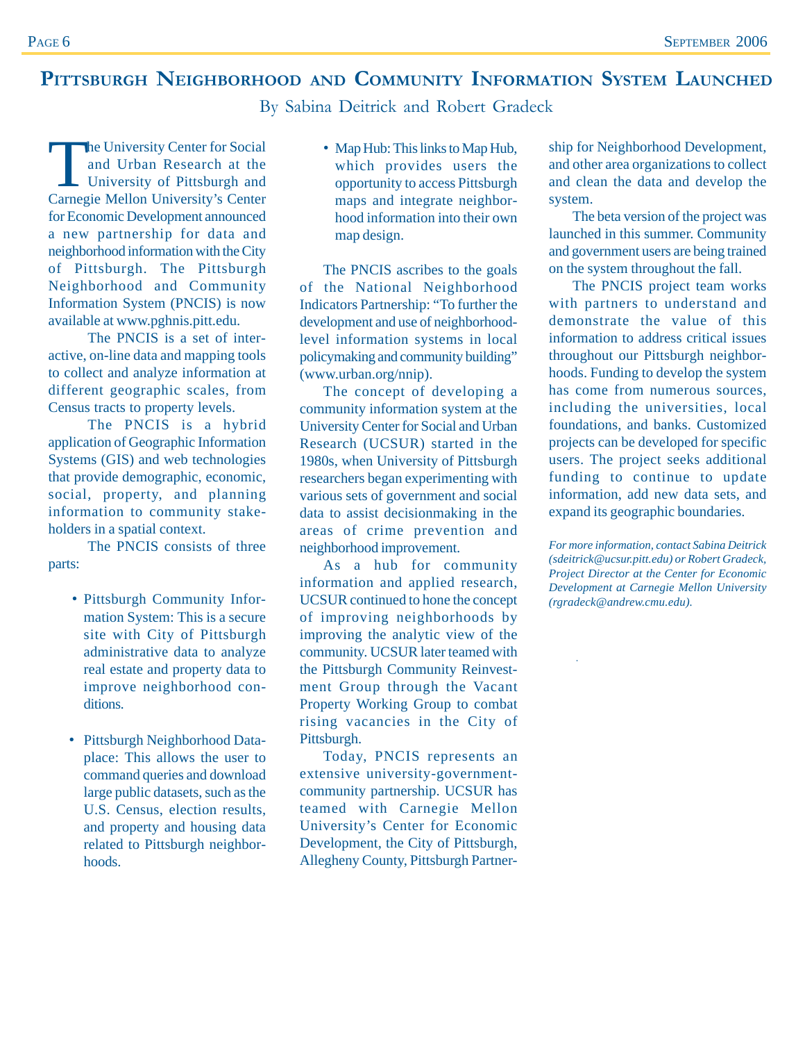# Pittsburgh Neighborhood and Community Information System Launched

By Sabina Deitrick and Robert Gradeck

The University Center for Social and Urban Research at the University of Pittsburgh and Carnegie Mellon University's Center for Economic Development announced a new partnership for data and neighborhood information with the City of Pittsburgh. The Pittsburgh Neighborhood and Community Information System (PNCIS) is now available at www.pghnis.pitt.edu.

The PNCIS is a set of interactive, on-line data and mapping tools to collect and analyze information at different geographic scales, from Census tracts to property levels.

The PNCIS is a hybrid application of Geographic Information Systems (GIS) and web technologies that provide demographic, economic, social, property, and planning information to community stakeholders in a spatial context.

The PNCIS consists of three parts:

- Pittsburgh Community Information System: This is a secure site with City of Pittsburgh administrative data to analyze real estate and property data to improve neighborhood conditions.
- Pittsburgh Neighborhood Dataplace: This allows the user to command queries and download large public datasets, such as the U.S. Census, election results, and property and housing data related to Pittsburgh neighborhoods.
- Map Hub: This links to Map Hub, which provides users the opportunity to access Pittsburgh maps and integrate neighborhood information into their own map design.

The PNCIS ascribes to the goals of the National Neighborhood Indicators Partnership: "To further the development and use of neighborhood-level information systems in local policymaking and community building" (www.urban.org/nnip).

The concept of developing a community information system at the University Center for Social and Urban Research (UCSUR) started in the 1980s, when University of Pittsburgh researchers began experimenting with various sets of government and social data to assist decisionmaking in the areas of crime prevention and neighborhood improvement.

As a hub for community information and applied research, UCSUR continued to hone the concept of improving neighborhoods by improving the analytic view of the community. UCSUR later teamed with the Pittsburgh Community Reinvestment Group through the Vacant Property Working Group to combat rising vacancies in the City of Pittsburgh.

Today, PNCIS represents an extensive university-government-community partnership. UCSUR has teamed with Carnegie Mellon University's Center for Economic Development, the City of Pittsburgh, Allegheny County, Pittsburgh Partnership for Neighborhood Development, and other area organizations to collect and clean the data and develop the system.

The beta version of the project was launched in this summer. Community and government users are being trained on the system throughout the fall.

The PNCIS project team works with partners to understand and demonstrate the value of this information to address critical issues throughout our Pittsburgh neighborhoods. Funding to develop the system has come from numerous sources, including the universities, local foundations, and banks. Customized projects can be developed for specific users. The project seeks additional funding to continue to update information, add new data sets, and expand its geographic boundaries.

*For more information, contact Sabina Deitrick (sdeitrick@ucsur.pitt.edu) or Robert Gradeck, Project Director at the Center for Economic Development at Carnegie Mellon University (rgradeck@andrew.cmu.edu).*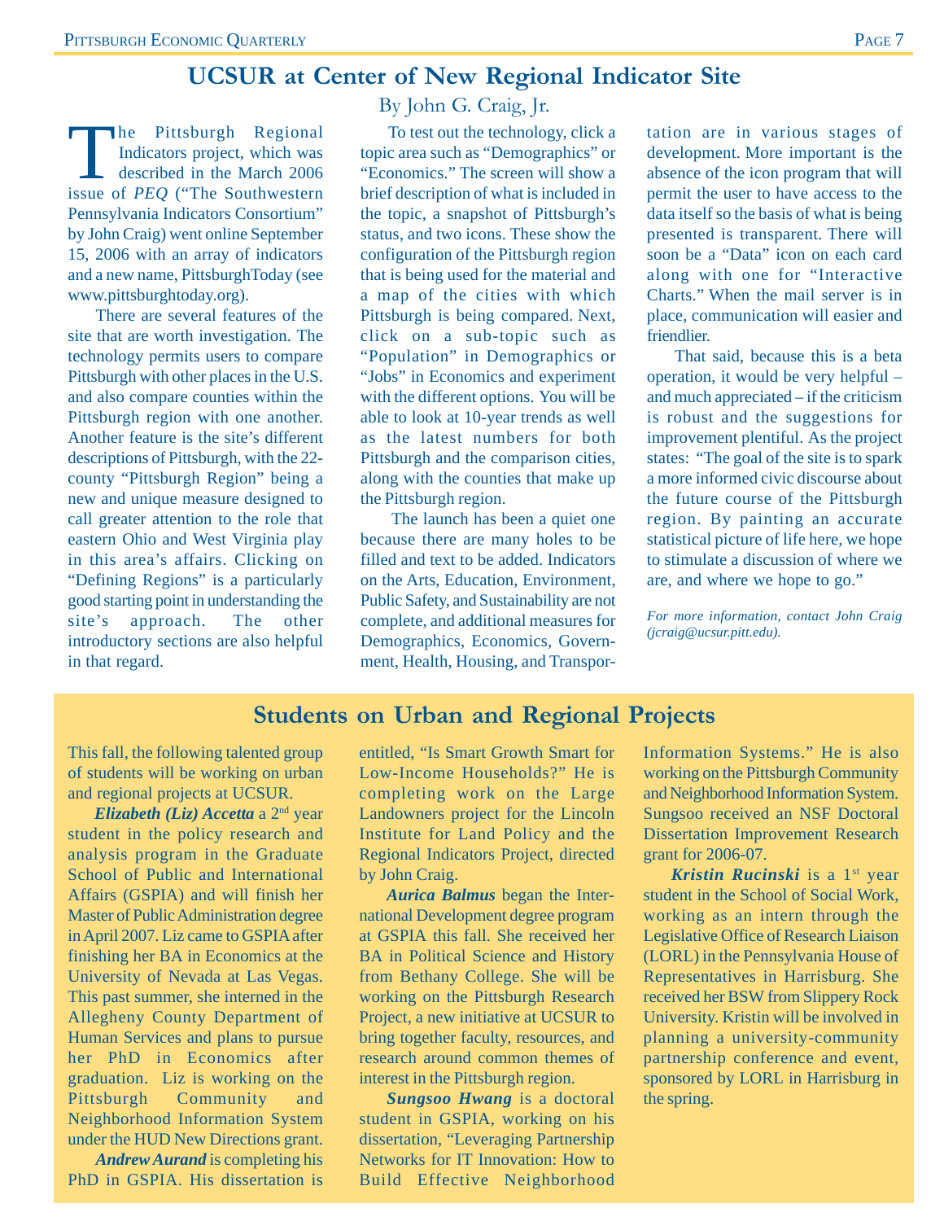## UCSUR at Center of New Regional Indicator Site

By John G. Craig, Jr.

The Pittsburgh Regional Indicators project, which was described in the March 2006 issue of *PEQ* ("The Southwestern Pennsylvania Indicators Consortium" by John Craig) went online September 15, 2006 with an array of indicators and a new name, PittsburghToday (see www.pittsburghtoday.org).

There are several features of the site that are worth investigation. The technology permits users to compare Pittsburgh with other places in the U.S. and also compare counties within the Pittsburgh region with one another. Another feature is the site's different descriptions of Pittsburgh, with the 22-county "Pittsburgh Region" being a new and unique measure designed to call greater attention to the role that eastern Ohio and West Virginia play in this area's affairs. Clicking on "Defining Regions" is a particularly good starting point in understanding the site's approach. The other introductory sections are also helpful in that regard.

To test out the technology, click a topic area such as "Demographics" or "Economics." The screen will show a brief description of what is included in the topic, a snapshot of Pittsburgh's status, and two icons. These show the configuration of the Pittsburgh region that is being used for the material and a map of the cities with which Pittsburgh is being compared. Next, click on a sub-topic such as "Population" in Demographics or "Jobs" in Economics and experiment with the different options. You will be able to look at 10-year trends as well as the latest numbers for both Pittsburgh and the comparison cities, along with the counties that make up the Pittsburgh region.

The launch has been a quiet one because there are many holes to be filled and text to be added. Indicators on the Arts, Education, Environment, Public Safety, and Sustainability are not complete, and additional measures for Demographics, Economics, Government, Health, Housing, and Transportation are in various stages of development. More important is the absence of the icon program that will permit the user to have access to the data itself so the basis of what is being presented is transparent. There will soon be a "Data" icon on each card along with one for "Interactive Charts." When the mail server is in place, communication will easier and friendlier.

That said, because this is a beta operation, it would be very helpful – and much appreciated – if the criticism is robust and the suggestions for improvement plentiful. As the project states: "The goal of the site is to spark a more informed civic discourse about the future course of the Pittsburgh region. By painting an accurate statistical picture of life here, we hope to stimulate a discussion of where we are, and where we hope to go."

*For more information, contact John Craig (jcraig@ucsur.pitt.edu).*

## Students on Urban and Regional Projects

This fall, the following talented group of students will be working on urban and regional projects at UCSUR.

***Elizabeth (Liz) Accetta*** a 2nd year student in the policy research and analysis program in the Graduate School of Public and International Affairs (GSPIA) and will finish her Master of Public Administration degree in April 2007. Liz came to GSPIA after finishing her BA in Economics at the University of Nevada at Las Vegas. This past summer, she interned in the Allegheny County Department of Human Services and plans to pursue her PhD in Economics after graduation. Liz is working on the Pittsburgh Community and Neighborhood Information System under the HUD New Directions grant.

***Andrew Aurand*** is completing his PhD in GSPIA. His dissertation is entitled, "Is Smart Growth Smart for Low-Income Households?" He is completing work on the Large Landowners project for the Lincoln Institute for Land Policy and the Regional Indicators Project, directed by John Craig.

***Aurica Balmus*** began the International Development degree program at GSPIA this fall. She received her BA in Political Science and History from Bethany College. She will be working on the Pittsburgh Research Project, a new initiative at UCSUR to bring together faculty, resources, and research around common themes of interest in the Pittsburgh region.

***Sungsoo Hwang*** is a doctoral student in GSPIA, working on his dissertation, "Leveraging Partnership Networks for IT Innovation: How to Build Effective Neighborhood Information Systems." He is also working on the Pittsburgh Community and Neighborhood Information System. Sungsoo received an NSF Doctoral Dissertation Improvement Research grant for 2006-07.

***Kristin Rucinski*** is a 1st year student in the School of Social Work, working as an intern through the Legislative Office of Research Liaison (LORL) in the Pennsylvania House of Representatives in Harrisburg. She received her BSW from Slippery Rock University. Kristin will be involved in planning a university-community partnership conference and event, sponsored by LORL in Harrisburg in the spring.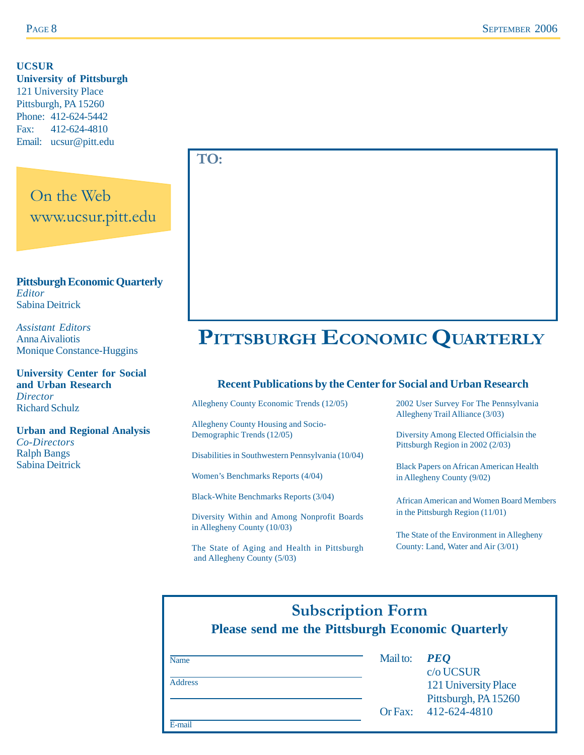**UCSUR**
**University of Pittsburgh**
121 University Place
Pittsburgh, PA 15260
Phone: 412-624-5442
Fax: 412-624-4810
Email: ucsur@pitt.edu

On the Web
www.ucsur.pitt.edu

**Pittsburgh Economic Quarterly**
*Editor*
Sabina Deitrick

*Assistant Editors*
Anna Aivaliotis
Monique Constance-Huggins

**University Center for Social and Urban Research**
*Director*
Richard Schulz

**Urban and Regional Analysis**
*Co-Directors*
Ralph Bangs
Sabina Deitrick

**TO:**

# Pittsburgh Economic Quarterly

## Recent Publications by the Center for Social and Urban Research

Allegheny County Economic Trends (12/05)

Allegheny County Housing and Socio-Demographic Trends (12/05)

Disabilities in Southwestern Pennsylvania (10/04)

Women's Benchmarks Reports (4/04)

Black-White Benchmarks Reports (3/04)

Diversity Within and Among Nonprofit Boards in Allegheny County (10/03)

The State of Aging and Health in Pittsburgh and Allegheny County (5/03)

2002 User Survey For The Pennsylvania Allegheny Trail Alliance (3/03)

Diversity Among Elected Officialsin the Pittsburgh Region in 2002 (2/03)

Black Papers on African American Health in Allegheny County (9/02)

African American and Women Board Members in the Pittsburgh Region (11/01)

The State of the Environment in Allegheny County: Land, Water and Air (3/01)

## Subscription Form

### Please send me the Pittsburgh Economic Quarterly

Name

Address

E-mail

Mail to: ***PEQ***
c/o UCSUR
121 University Place
Pittsburgh, PA 15260

Or Fax: 412-624-4810